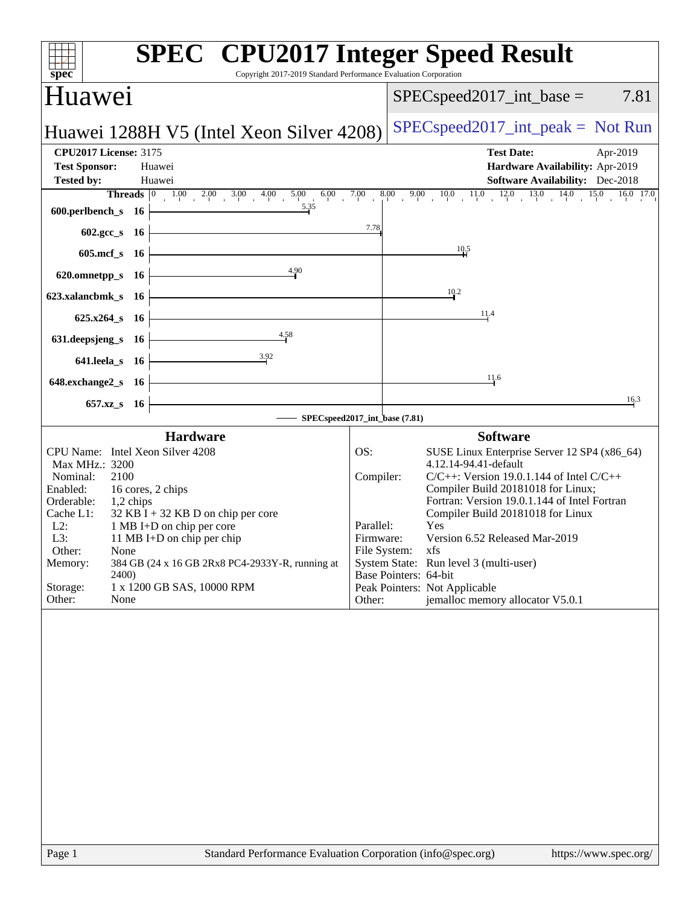# SPEC CPU2017 Integer Speed Result

Copyright 2017-2019 Standard Performance Evaluation Corporation

## Huawei

**Huawei 1288H V5 (Intel Xeon Silver 4208)**

SPECspeed2017_int_base = 7.81

SPECspeed2017_int_peak = Not Run

**CPU2017 License:** 3175
**Test Sponsor:** Huawei
**Tested by:** Huawei

**Test Date:** Apr-2019
**Hardware Availability:** Apr-2019
**Software Availability:** Dec-2018

| Benchmark | Threads | Base Ratio |
|---|---|---|
| 600.perlbench_s | 16 | 5.35 |
| 602.gcc_s | 16 | 7.78 |
| 605.mcf_s | 16 | 10.5 |
| 620.omnetpp_s | 16 | 4.90 |
| 623.xalancbmk_s | 16 | 10.2 |
| 625.x264_s | 16 | 11.4 |
| 631.deepsjeng_s | 16 | 4.58 |
| 641.leela_s | 16 | 3.92 |
| 648.exchange2_s | 16 | 11.6 |
| 657.xz_s | 16 | 16.3 |

SPECspeed2017_int_base (7.81)

### Hardware

| | |
|---|---|
| CPU Name: | Intel Xeon Silver 4208 |
| Max MHz.: | 3200 |
| Nominal: | 2100 |
| Enabled: | 16 cores, 2 chips |
| Orderable: | 1,2 chips |
| Cache L1: | 32 KB I + 32 KB D on chip per core |
| L2: | 1 MB I+D on chip per core |
| L3: | 11 MB I+D on chip per chip |
| Other: | None |
| Memory: | 384 GB (24 x 16 GB 2Rx8 PC4-2933Y-R, running at 2400) |
| Storage: | 1 x 1200 GB SAS, 10000 RPM |
| Other: | None |

### Software

| | |
|---|---|
| OS: | SUSE Linux Enterprise Server 12 SP4 (x86_64) 4.12.14-94.41-default |
| Compiler: | C/C++: Version 19.0.1.144 of Intel C/C++ Compiler Build 20181018 for Linux; Fortran: Version 19.0.1.144 of Intel Fortran Compiler Build 20181018 for Linux |
| Parallel: | Yes |
| Firmware: | Version 6.52 Released Mar-2019 |
| File System: | xfs |
| System State: | Run level 3 (multi-user) |
| Base Pointers: | 64-bit |
| Peak Pointers: | Not Applicable |
| Other: | jemalloc memory allocator V5.0.1 |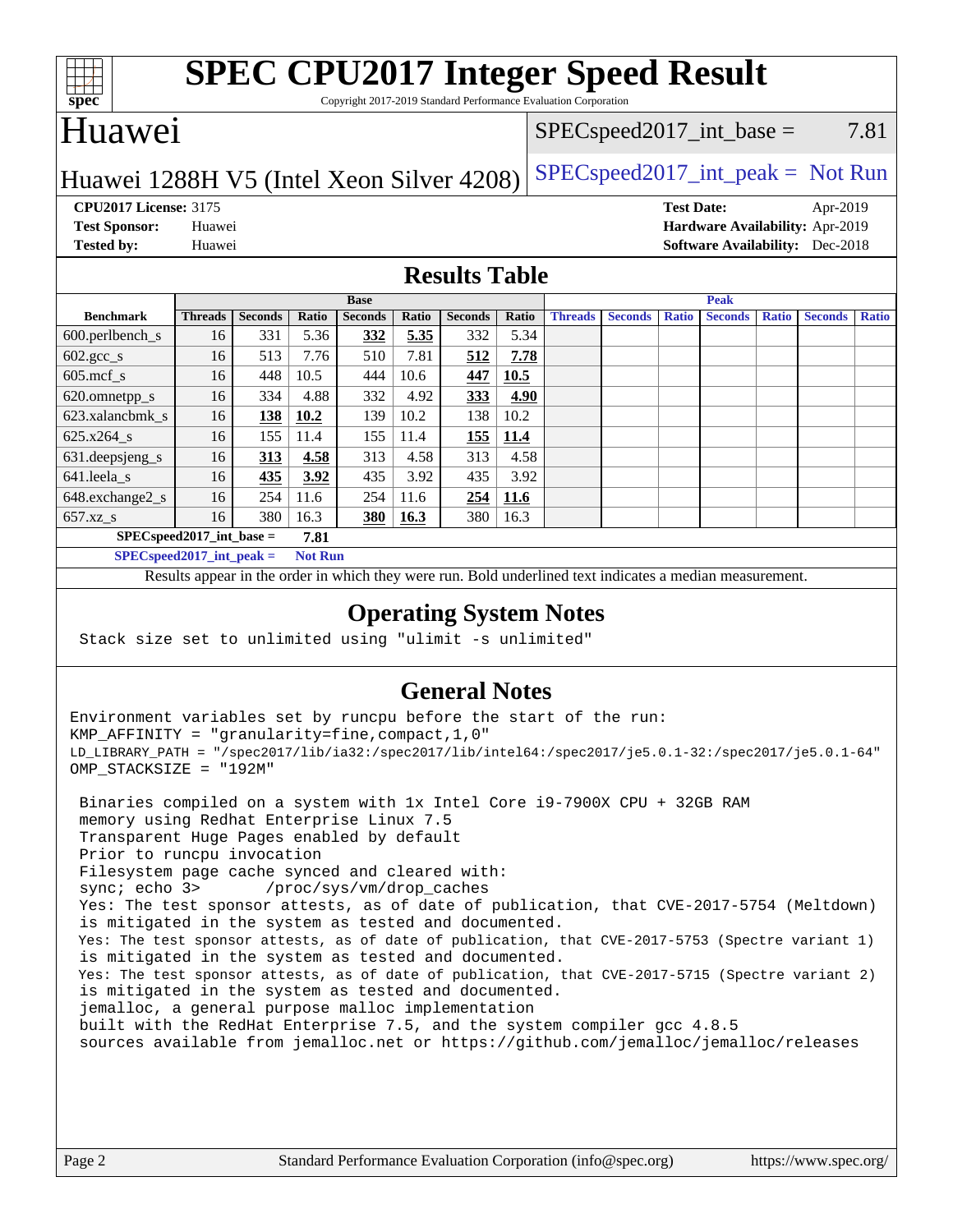# SPEC CPU2017 Integer Speed Result

Copyright 2017-2019 Standard Performance Evaluation Corporation

## Huawei

Huawei 1288H V5 (Intel Xeon Silver 4208)

SPECspeed2017_int_base = 7.81

SPECspeed2017_int_peak = Not Run

**CPU2017 License:** 3175
**Test Sponsor:** Huawei
**Tested by:** Huawei

**Test Date:** Apr-2019
**Hardware Availability:** Apr-2019
**Software Availability:** Dec-2018

## Results Table

| Benchmark | Base | | | | | | | Peak | | | | | | |
|---|---|---|---|---|---|---|---|---|---|---|---|---|---|---|
| | Threads | Seconds | Ratio | Seconds | Ratio | Seconds | Ratio | Threads | Seconds | Ratio | Seconds | Ratio | Seconds | Ratio |
| 600.perlbench_s | 16 | 331 | 5.36 | **332** | **5.35** | 332 | 5.34 | | | | | | | |
| 602.gcc_s | 16 | 513 | 7.76 | 510 | 7.81 | **512** | **7.78** | | | | | | | |
| 605.mcf_s | 16 | 448 | 10.5 | 444 | 10.6 | **447** | **10.5** | | | | | | | |
| 620.omnetpp_s | 16 | 334 | 4.88 | 332 | 4.92 | **333** | **4.90** | | | | | | | |
| 623.xalancbmk_s | 16 | **138** | **10.2** | 139 | 10.2 | 138 | 10.2 | | | | | | | |
| 625.x264_s | 16 | 155 | 11.4 | 155 | 11.4 | **155** | **11.4** | | | | | | | |
| 631.deepsjeng_s | 16 | **313** | **4.58** | 313 | 4.58 | 313 | 4.58 | | | | | | | |
| 641.leela_s | 16 | **435** | **3.92** | 435 | 3.92 | 435 | 3.92 | | | | | | | |
| 648.exchange2_s | 16 | 254 | 11.6 | 254 | 11.6 | **254** | **11.6** | | | | | | | |
| 657.xz_s | 16 | 380 | 16.3 | **380** | **16.3** | 380 | 16.3 | | | | | | | |

**SPECspeed2017_int_base = 7.81**

**SPECspeed2017_int_peak = Not Run**

Results appear in the order in which they were run. Bold underlined text indicates a median measurement.

## Operating System Notes

Stack size set to unlimited using "ulimit -s unlimited"

## General Notes

```
Environment variables set by runcpu before the start of the run:
KMP_AFFINITY = "granularity=fine,compact,1,0"
LD_LIBRARY_PATH = "/spec2017/lib/ia32:/spec2017/lib/intel64:/spec2017/je5.0.1-32:/spec2017/je5.0.1-64"
OMP_STACKSIZE = "192M"

 Binaries compiled on a system with 1x Intel Core i9-7900X CPU + 32GB RAM
 memory using Redhat Enterprise Linux 7.5
 Transparent Huge Pages enabled by default
 Prior to runcpu invocation
 Filesystem page cache synced and cleared with:
 sync; echo 3>       /proc/sys/vm/drop_caches
 Yes: The test sponsor attests, as of date of publication, that CVE-2017-5754 (Meltdown)
 is mitigated in the system as tested and documented.
 Yes: The test sponsor attests, as of date of publication, that CVE-2017-5753 (Spectre variant 1)
 is mitigated in the system as tested and documented.
 Yes: The test sponsor attests, as of date of publication, that CVE-2017-5715 (Spectre variant 2)
 is mitigated in the system as tested and documented.
 jemalloc, a general purpose malloc implementation
 built with the RedHat Enterprise 7.5, and the system compiler gcc 4.8.5
 sources available from jemalloc.net or https://github.com/jemalloc/jemalloc/releases
```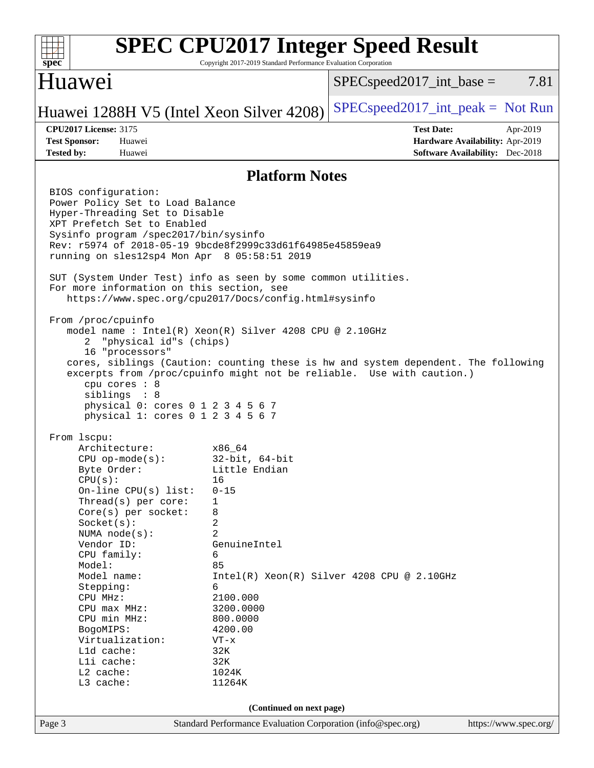## Platform Notes

```
BIOS configuration:
Power Policy Set to Load Balance
Hyper-Threading Set to Disable
XPT Prefetch Set to Enabled
Sysinfo program /spec2017/bin/sysinfo
Rev: r5974 of 2018-05-19 9bcde8f2999c33d61f64985e45859ea9
running on sles12sp4 Mon Apr  8 05:58:51 2019

SUT (System Under Test) info as seen by some common utilities.
For more information on this section, see
   https://www.spec.org/cpu2017/Docs/config.html#sysinfo

From /proc/cpuinfo
   model name : Intel(R) Xeon(R) Silver 4208 CPU @ 2.10GHz
      2  "physical id"s (chips)
      16 "processors"
   cores, siblings (Caution: counting these is hw and system dependent. The following
   excerpts from /proc/cpuinfo might not be reliable.  Use with caution.)
      cpu cores : 8
      siblings  : 8
      physical 0: cores 0 1 2 3 4 5 6 7
      physical 1: cores 0 1 2 3 4 5 6 7

From lscpu:
     Architecture:          x86_64
     CPU op-mode(s):        32-bit, 64-bit
     Byte Order:            Little Endian
     CPU(s):                16
     On-line CPU(s) list:   0-15
     Thread(s) per core:    1
     Core(s) per socket:    8
     Socket(s):             2
     NUMA node(s):          2
     Vendor ID:             GenuineIntel
     CPU family:            6
     Model:                 85
     Model name:            Intel(R) Xeon(R) Silver 4208 CPU @ 2.10GHz
     Stepping:              6
     CPU MHz:               2100.000
     CPU max MHz:           3200.0000
     CPU min MHz:           800.0000
     BogoMIPS:              4200.00
     Virtualization:        VT-x
     L1d cache:             32K
     L1i cache:             32K
     L2 cache:              1024K
     L3 cache:              11264K
```

**(Continued on next page)**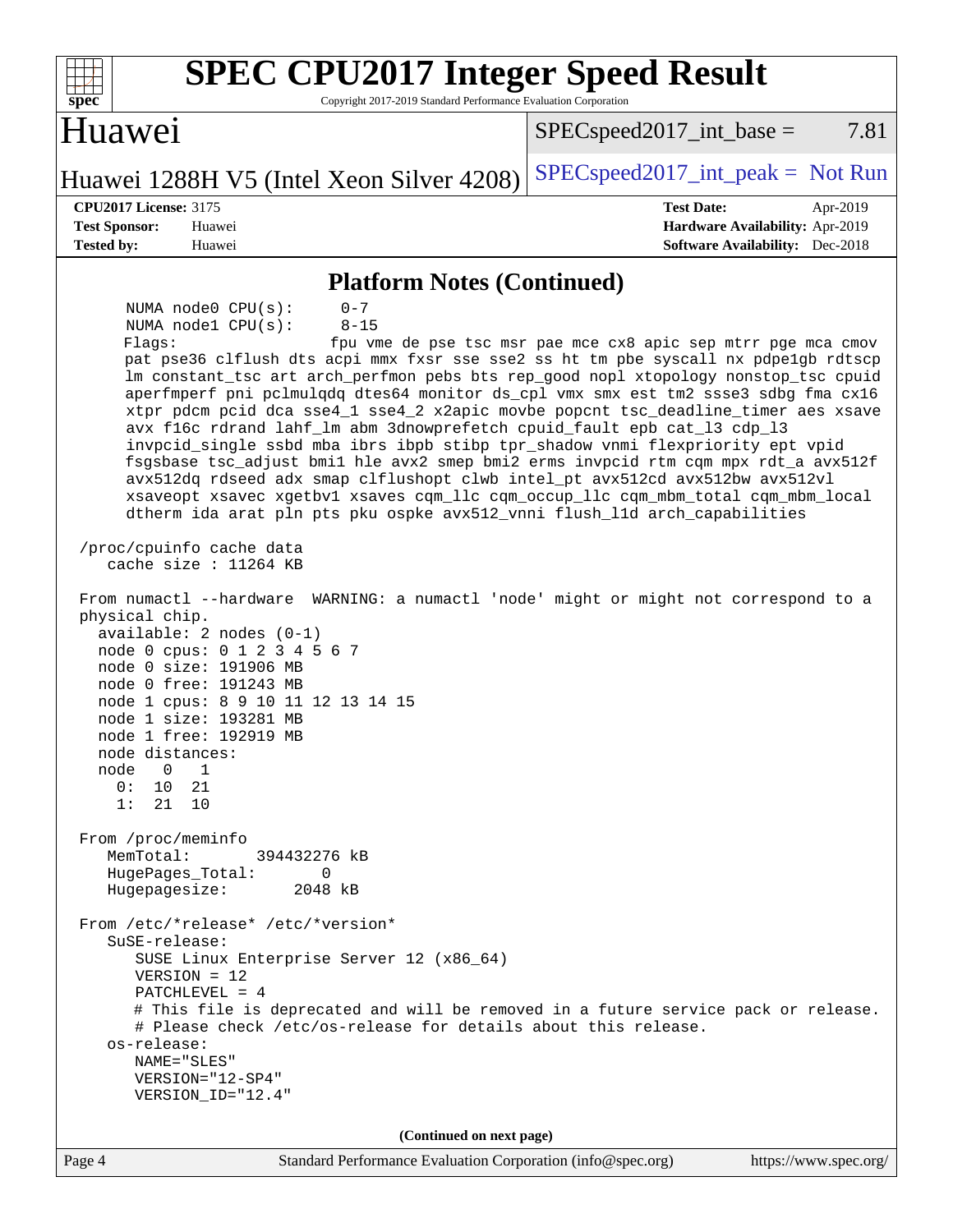## Platform Notes (Continued)

```
      NUMA node0 CPU(s):      0-7
      NUMA node1 CPU(s):      8-15
      Flags:                  fpu vme de pse tsc msr pae mce cx8 apic sep mtrr pge mca cmov
      pat pse36 clflush dts acpi mmx fxsr sse sse2 ss ht tm pbe syscall nx pdpe1gb rdtscp
      lm constant_tsc art arch_perfmon pebs bts rep_good nopl xtopology nonstop_tsc cpuid
      aperfmperf pni pclmulqdq dtes64 monitor ds_cpl vmx smx est tm2 ssse3 sdbg fma cx16
      xtpr pdcm pcid dca sse4_1 sse4_2 x2apic movbe popcnt tsc_deadline_timer aes xsave
      avx f16c rdrand lahf_lm abm 3dnowprefetch cpuid_fault epb cat_l3 cdp_l3
      invpcid_single ssbd mba ibrs ibpb stibp tpr_shadow vnmi flexpriority ept vpid
      fsgsbase tsc_adjust bmi1 hle avx2 smep bmi2 erms invpcid rtm cqm mpx rdt_a avx512f
      avx512dq rdseed adx smap clflushopt clwb intel_pt avx512cd avx512bw avx512vl
      xsaveopt xsavec xgetbv1 xsaves cqm_llc cqm_occup_llc cqm_mbm_total cqm_mbm_local
      dtherm ida arat pln pts pku ospke avx512_vnni flush_l1d arch_capabilities

 /proc/cpuinfo cache data
    cache size : 11264 KB

 From numactl --hardware  WARNING: a numactl 'node' might or might not correspond to a
 physical chip.
   available: 2 nodes (0-1)
   node 0 cpus: 0 1 2 3 4 5 6 7
   node 0 size: 191906 MB
   node 0 free: 191243 MB
   node 1 cpus: 8 9 10 11 12 13 14 15
   node 1 size: 193281 MB
   node 1 free: 192919 MB
   node distances:
   node   0   1
     0:  10  21
     1:  21  10

 From /proc/meminfo
    MemTotal:       394432276 kB
    HugePages_Total:       0
    Hugepagesize:       2048 kB

 From /etc/*release* /etc/*version*
    SuSE-release:
       SUSE Linux Enterprise Server 12 (x86_64)
       VERSION = 12
       PATCHLEVEL = 4
       # This file is deprecated and will be removed in a future service pack or release.
       # Please check /etc/os-release for details about this release.
    os-release:
       NAME="SLES"
       VERSION="12-SP4"
       VERSION_ID="12.4"
```

(Continued on next page)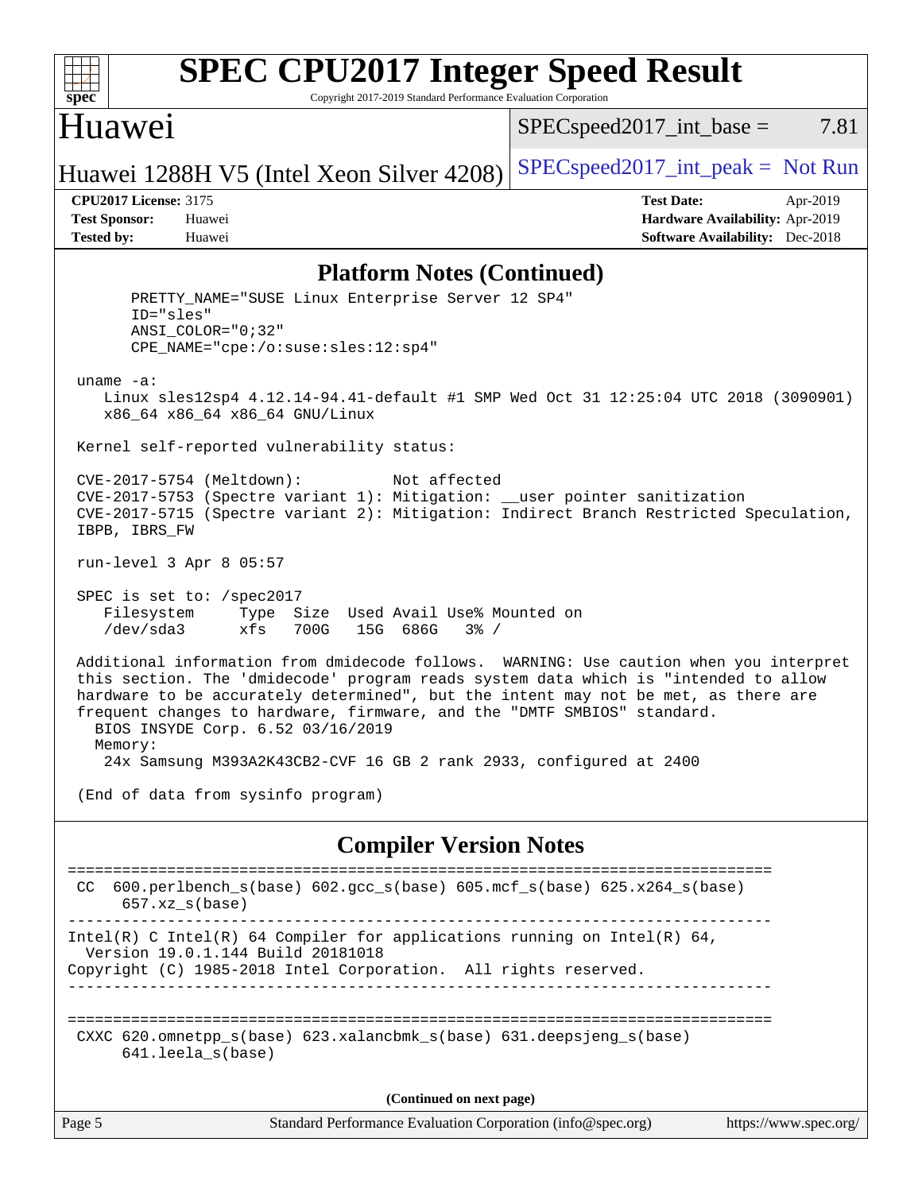## Platform Notes (Continued)

```
      PRETTY_NAME="SUSE Linux Enterprise Server 12 SP4"
      ID="sles"
      ANSI_COLOR="0;32"
      CPE_NAME="cpe:/o:suse:sles:12:sp4"

 uname -a:
    Linux sles12sp4 4.12.14-94.41-default #1 SMP Wed Oct 31 12:25:04 UTC 2018 (3090901)
    x86_64 x86_64 x86_64 GNU/Linux

 Kernel self-reported vulnerability status:

 CVE-2017-5754 (Meltdown):          Not affected
 CVE-2017-5753 (Spectre variant 1): Mitigation: __user pointer sanitization
 CVE-2017-5715 (Spectre variant 2): Mitigation: Indirect Branch Restricted Speculation,
 IBPB, IBRS_FW

 run-level 3 Apr 8 05:57

 SPEC is set to: /spec2017
    Filesystem     Type  Size  Used Avail Use% Mounted on
    /dev/sda3      xfs   700G   15G  686G   3% /

 Additional information from dmidecode follows.  WARNING: Use caution when you interpret
 this section. The 'dmidecode' program reads system data which is "intended to allow
 hardware to be accurately determined", but the intent may not be met, as there are
 frequent changes to hardware, firmware, and the "DMTF SMBIOS" standard.
   BIOS INSYDE Corp. 6.52 03/16/2019
   Memory:
    24x Samsung M393A2K43CB2-CVF 16 GB 2 rank 2933, configured at 2400

 (End of data from sysinfo program)
```

## Compiler Version Notes

```
==============================================================================
 CC  600.perlbench_s(base) 602.gcc_s(base) 605.mcf_s(base) 625.x264_s(base)
      657.xz_s(base)
------------------------------------------------------------------------------
Intel(R) C Intel(R) 64 Compiler for applications running on Intel(R) 64,
  Version 19.0.1.144 Build 20181018
Copyright (C) 1985-2018 Intel Corporation.  All rights reserved.
------------------------------------------------------------------------------

==============================================================================
 CXXC 620.omnetpp_s(base) 623.xalancbmk_s(base) 631.deepsjeng_s(base)
      641.leela_s(base)
```

(Continued on next page)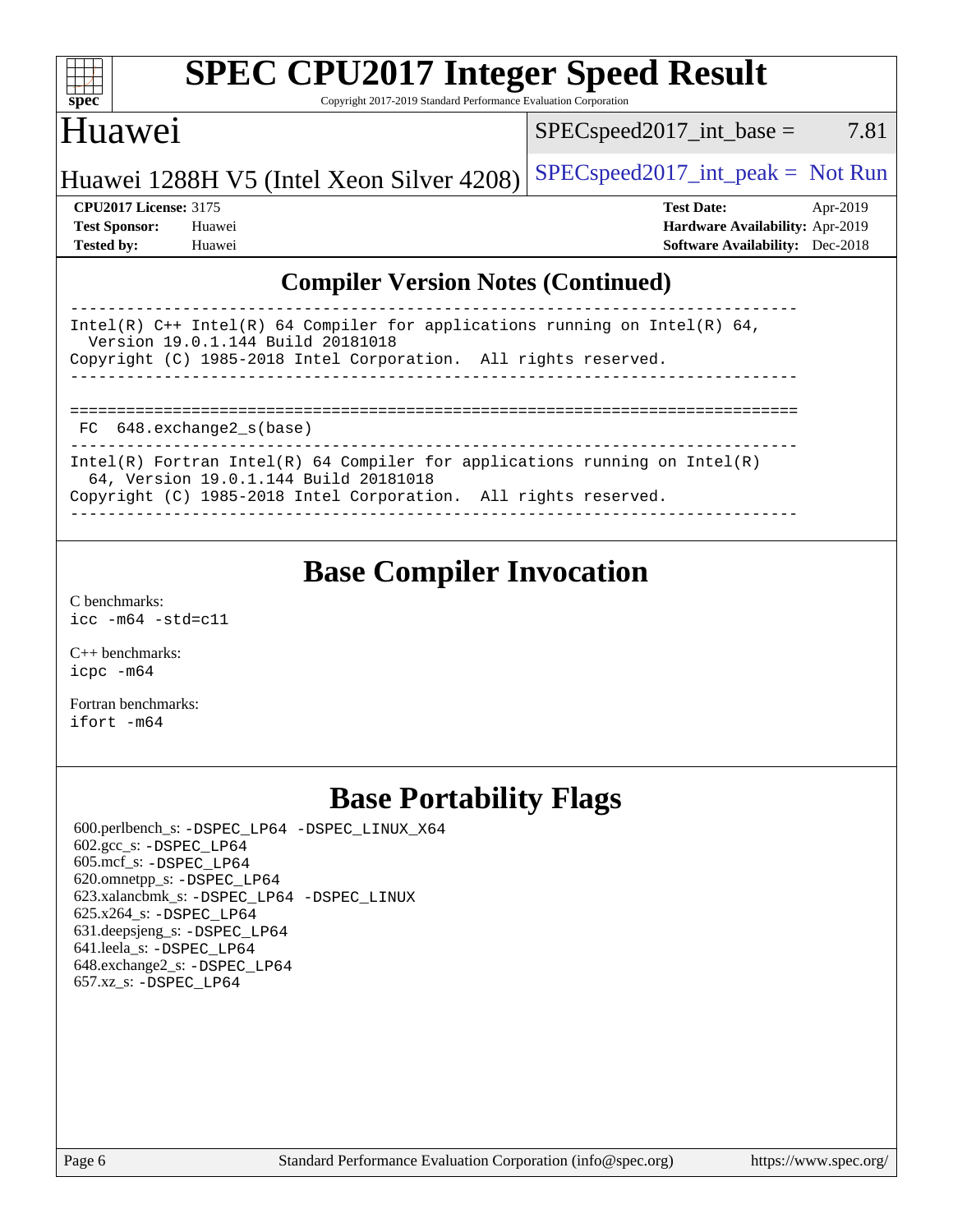## Compiler Version Notes (Continued)

```
------------------------------------------------------------------------------
Intel(R) C++ Intel(R) 64 Compiler for applications running on Intel(R) 64,
  Version 19.0.1.144 Build 20181018
Copyright (C) 1985-2018 Intel Corporation.  All rights reserved.
------------------------------------------------------------------------------

==============================================================================
 FC  648.exchange2_s(base)
------------------------------------------------------------------------------
Intel(R) Fortran Intel(R) 64 Compiler for applications running on Intel(R)
  64, Version 19.0.1.144 Build 20181018
Copyright (C) 1985-2018 Intel Corporation.  All rights reserved.
------------------------------------------------------------------------------
```

## Base Compiler Invocation

C benchmarks:
`icc -m64 -std=c11`

C++ benchmarks:
`icpc -m64`

Fortran benchmarks:
`ifort -m64`

## Base Portability Flags

600.perlbench_s: -DSPEC_LP64 -DSPEC_LINUX_X64
602.gcc_s: -DSPEC_LP64
605.mcf_s: -DSPEC_LP64
620.omnetpp_s: -DSPEC_LP64
623.xalancbmk_s: -DSPEC_LP64 -DSPEC_LINUX
625.x264_s: -DSPEC_LP64
631.deepsjeng_s: -DSPEC_LP64
641.leela_s: -DSPEC_LP64
648.exchange2_s: -DSPEC_LP64
657.xz_s: -DSPEC_LP64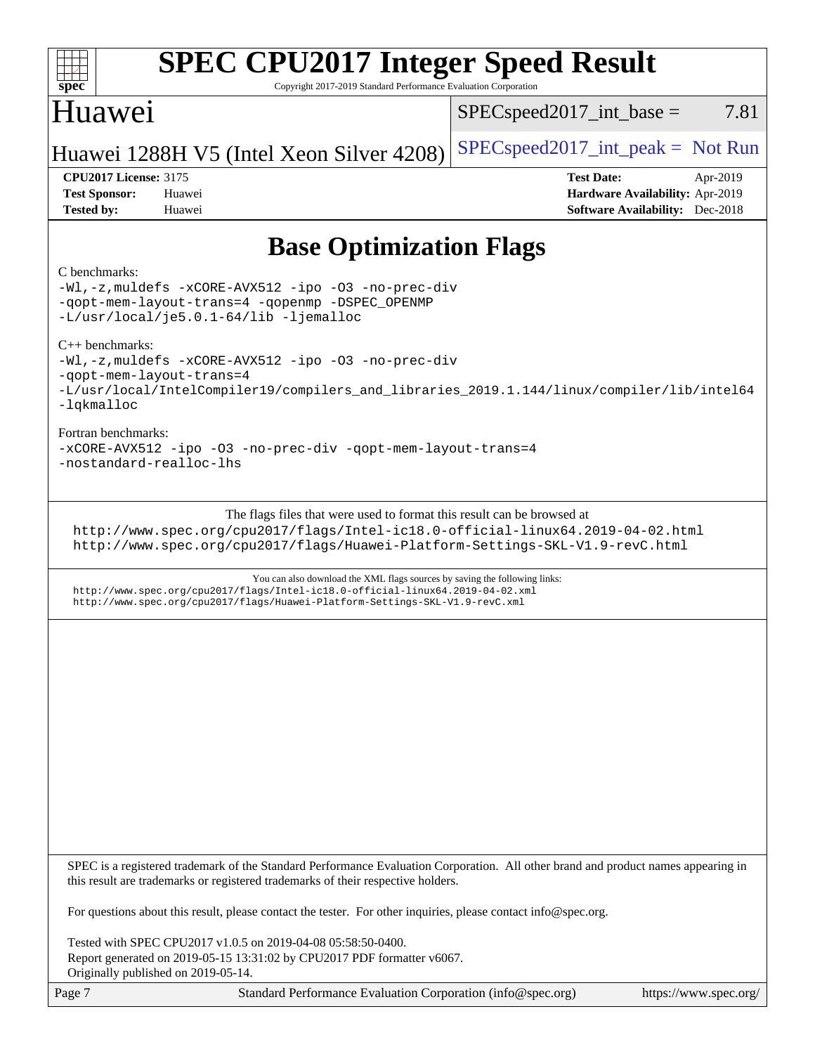# Base Optimization Flags

C benchmarks:

```
-Wl,-z,muldefs -xCORE-AVX512 -ipo -O3 -no-prec-div
-qopt-mem-layout-trans=4 -qopenmp -DSPEC_OPENMP
-L/usr/local/je5.0.1-64/lib -ljemalloc
```

C++ benchmarks:

```
-Wl,-z,muldefs -xCORE-AVX512 -ipo -O3 -no-prec-div
-qopt-mem-layout-trans=4
-L/usr/local/IntelCompiler19/compilers_and_libraries_2019.1.144/linux/compiler/lib/intel64
-lqkmalloc
```

Fortran benchmarks:

```
-xCORE-AVX512 -ipo -O3 -no-prec-div -qopt-mem-layout-trans=4
-nostandard-realloc-lhs
```

The flags files that were used to format this result can be browsed at

http://www.spec.org/cpu2017/flags/Intel-ic18.0-official-linux64.2019-04-02.html
http://www.spec.org/cpu2017/flags/Huawei-Platform-Settings-SKL-V1.9-revC.html

You can also download the XML flags sources by saving the following links:

http://www.spec.org/cpu2017/flags/Intel-ic18.0-official-linux64.2019-04-02.xml
http://www.spec.org/cpu2017/flags/Huawei-Platform-Settings-SKL-V1.9-revC.xml

SPEC is a registered trademark of the Standard Performance Evaluation Corporation. All other brand and product names appearing in this result are trademarks or registered trademarks of their respective holders.

For questions about this result, please contact the tester. For other inquiries, please contact info@spec.org.

Tested with SPEC CPU2017 v1.0.5 on 2019-04-08 05:58:50-0400.
Report generated on 2019-05-15 13:31:02 by CPU2017 PDF formatter v6067.
Originally published on 2019-05-14.